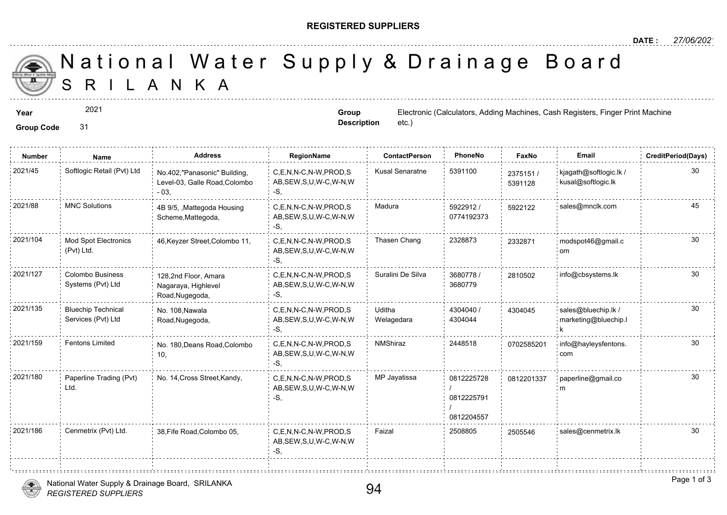**REGISTERED SUPPLIERS**

**DATE :** *27/06/2021*

# National Water Supply & Drainage Board
## SRILANKA

**Year** 2021

**Group Code** 31

**Group Description** Electronic (Calculators, Adding Machines, Cash Registers, Finger Print Machine etc.)

| Number | Name | Address | RegionName | ContactPerson | PhoneNo | FaxNo | Email | CreditPeriod(Days) |
|---|---|---|---|---|---|---|---|---|
| 2021/45 | Softlogic Retail (Pvt) Ltd | No.402,"Panasonic" Building, Level-03, Galle Road,Colombo - 03, | C,E,N,N-C,N-W,PROD,SAB,SEW,S,U,W-C,W-N,W-S, | Kusal Senaratne | 5391100 | 2375151 / 5391128 | kjagath@softlogic.lk / kusal@softlogic.lk | 30 |
| 2021/88 | MNC Solutions | 4B 9/5, ,Mattegoda Housing Scheme,Mattegoda, | C,E,N,N-C,N-W,PROD,SAB,SEW,S,U,W-C,W-N,W-S, | Madura | 5922912 / 0774192373 | 5922122 | sales@mnclk.com | 45 |
| 2021/104 | Mod Spot Electronics (Pvt) Ltd. | 46,Keyzer Street,Colombo 11, | C,E,N,N-C,N-W,PROD,SAB,SEW,S,U,W-C,W-N,W-S, | Thasen Chang | 2328873 | 2332871 | modspot46@gmail.com | 30 |
| 2021/127 | Colombo Business Systems (Pvt) Ltd | 128,2nd Floor, Amara Nagaraya, Highlevel Road,Nugegoda, | C,E,N,N-C,N-W,PROD,SAB,SEW,S,U,W-C,W-N,W-S, | Suralini De Silva | 3680778 / 3680779 | 2810502 | info@cbsystems.lk | 30 |
| 2021/135 | Bluechip Technical Services (Pvt) Ltd | No. 108,Nawala Road,Nugegoda, | C,E,N,N-C,N-W,PROD,SAB,SEW,S,U,W-C,W-N,W-S, | Uditha Welagedara | 4304040 / 4304044 | 4304045 | sales@bluechip.lk / marketing@bluechip.lk | 30 |
| 2021/159 | Fentons Limited | No. 180,Deans Road,Colombo 10, | C,E,N,N-C,N-W,PROD,SAB,SEW,S,U,W-C,W-N,W-S, | NMShiraz | 2448518 | 0702585201 | info@hayleysfentons.com | 30 |
| 2021/180 | Paperline Trading (Pvt) Ltd. | No. 14,Cross Street,Kandy, | C,E,N,N-C,N-W,PROD,SAB,SEW,S,U,W-C,W-N,W-S, | MP Jayatissa | 0812225728 / 0812225791 / 0812204557 | 0812201337 | paperline@gmail.com | 30 |
| 2021/186 | Cenmetrix (Pvt) Ltd. | 38,Fife Road,Colombo 05, | C,E,N,N-C,N-W,PROD,SAB,SEW,S,U,W-C,W-N,W-S, | Faizal | 2508805 | 2505546 | sales@cenmetrix.lk | 30 |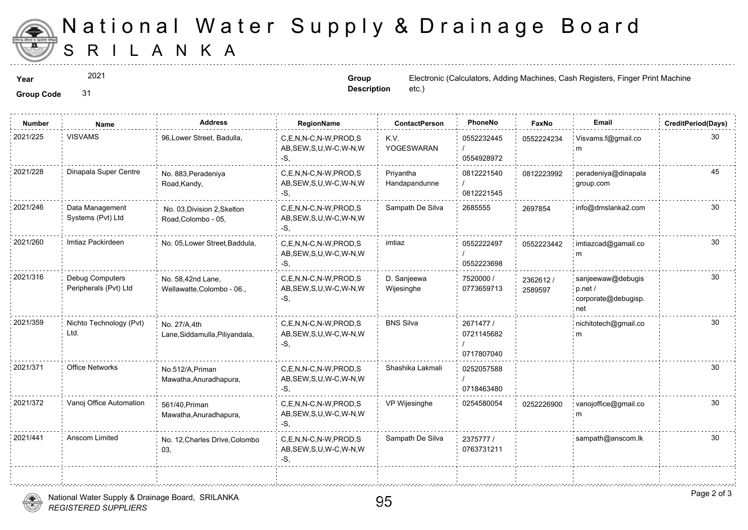# National Water Supply & Drainage Board

# S R I L A N K A

**Year** 2021

**Group Code** 31

**Group Description** Electronic (Calculators, Adding Machines, Cash Registers, Finger Print Machine etc.)

| Number | Name | Address | RegionName | ContactPerson | PhoneNo | FaxNo | Email | CreditPeriod(Days) |
|---|---|---|---|---|---|---|---|---|
| 2021/225 | VISVAMS | 96,Lower Street, Badulla, | C,E,N,N-C,N-W,PROD,SAB,SEW,S,U,W-C,W-N,W-S, | K.V. YOGESWARAN | 0552232445 / 0554928972 | 0552224234 | Visvams.f@gmail.com | 30 |
| 2021/228 | Dinapala Super Centre | No. 883,Peradeniya Road,Kandy, | C,E,N,N-C,N-W,PROD,SAB,SEW,S,U,W-C,W-N,W-S, | Priyantha Handapandunne | 0812221540 / 0812221545 | 0812223992 | peradeniya@dinapalagroup.com | 45 |
| 2021/246 | Data Management Systems (Pvt) Ltd | No. 03,Division 2,Skelton Road,Colombo - 05, | C,E,N,N-C,N-W,PROD,SAB,SEW,S,U,W-C,W-N,W-S, | Sampath De Silva | 2685555 | 2697854 | info@dmslanka2.com | 30 |
| 2021/260 | Imtiaz Packirdeen | No. 05,Lower Street,Baddula, | C,E,N,N-C,N-W,PROD,SAB,SEW,S,U,W-C,W-N,W-S, | imtiaz | 0552222497 / 0552223698 | 0552223442 | imtiazcad@gamail.com | 30 |
| 2021/316 | Debug Computers Peripherals (Pvt) Ltd | No. 58,42nd Lane, Wellawatte,Colombo - 06., | C,E,N,N-C,N-W,PROD,SAB,SEW,S,U,W-C,W-N,W-S, | D. Sanjeewa Wijesinghe | 7520000 / 0773659713 | 2362612 / 2589597 | sanjeewaw@debugis p.net / corporate@debugisp.net | 30 |
| 2021/359 | Nichto Technology (Pvt) Ltd. | No. 27/A,4th Lane,Siddamulla,Piliyandala, | C,E,N,N-C,N-W,PROD,SAB,SEW,S,U,W-C,W-N,W-S, | BNS Silva | 2671477 / 0721145682 / 0717807040 | | nichitotech@gmail.com | 30 |
| 2021/371 | Office Networks | No.512/A,Priman Mawatha,Anuradhapura, | C,E,N,N-C,N-W,PROD,SAB,SEW,S,U,W-C,W-N,W-S, | Shashika Lakmali | 0252057588 / 0718463480 | | | 30 |
| 2021/372 | Vanoj Office Automation | 561/40,Priman Mawatha,Anuradhapura, | C,E,N,N-C,N-W,PROD,SAB,SEW,S,U,W-C,W-N,W-S, | VP Wijesinghe | 0254580054 | 0252226900 | vanojoffice@gmail.com | 30 |
| 2021/441 | Anscom Limited | No. 12,Charles Drive,Colombo 03, | C,E,N,N-C,N-W,PROD,SAB,SEW,S,U,W-C,W-N,W-S, | Sampath De Silva | 2375777 / 0763731211 | | sampath@anscom.lk | 30 |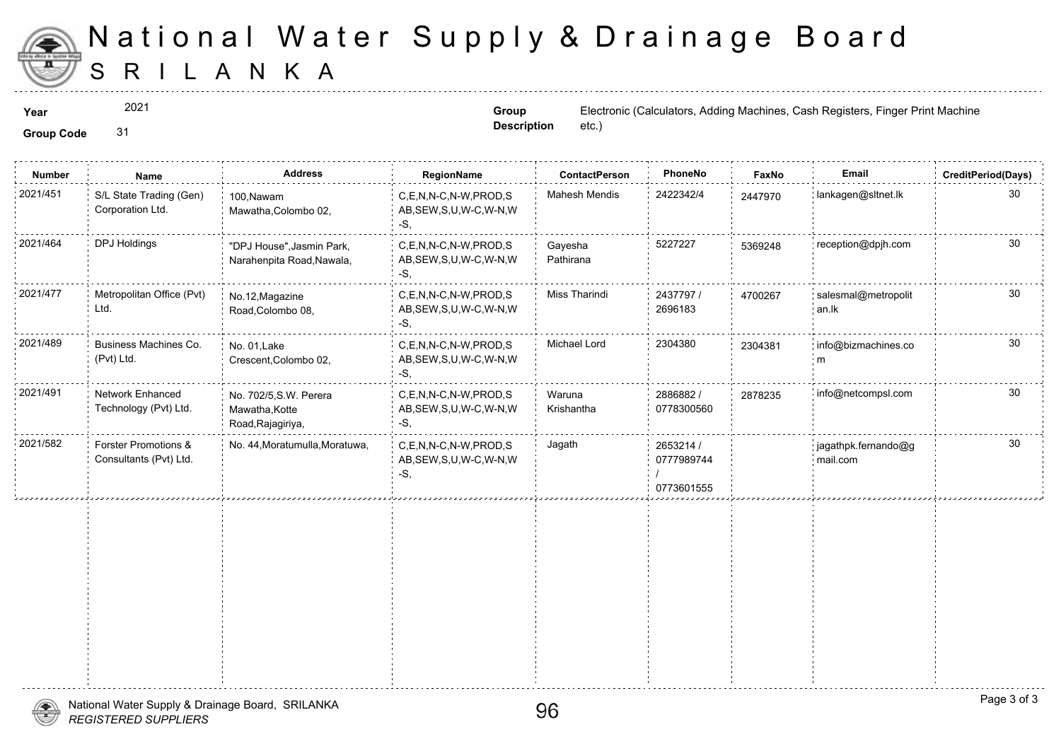# National Water Supply & Drainage Board

## SRILANKA

**Year** 2021

**Group Code** 31

**Group Description** Electronic (Calculators, Adding Machines, Cash Registers, Finger Print Machine etc.)

| Number | Name | Address | RegionName | ContactPerson | PhoneNo | FaxNo | Email | CreditPeriod(Days) |
|---|---|---|---|---|---|---|---|---|
| 2021/451 | S/L State Trading (Gen) Corporation Ltd. | 100,Nawam Mawatha,Colombo 02, | C,E,N,N-C,N-W,PROD,SAB,SEW,S,U,W-C,W-N,W-S, | Mahesh Mendis | 2422342/4 | 2447970 | lankagen@sltnet.lk | 30 |
| 2021/464 | DPJ Holdings | "DPJ House",Jasmin Park, Narahenpita Road,Nawala, | C,E,N,N-C,N-W,PROD,SAB,SEW,S,U,W-C,W-N,W-S, | Gayesha Pathirana | 5227227 | 5369248 | reception@dpjh.com | 30 |
| 2021/477 | Metropolitan Office (Pvt) Ltd. | No.12,Magazine Road,Colombo 08, | C,E,N,N-C,N-W,PROD,SAB,SEW,S,U,W-C,W-N,W-S, | Miss Tharindi | 2437797 / 2696183 | 4700267 | salesmal@metropolitan.lk | 30 |
| 2021/489 | Business Machines Co. (Pvt) Ltd. | No. 01,Lake Crescent,Colombo 02, | C,E,N,N-C,N-W,PROD,SAB,SEW,S,U,W-C,W-N,W-S, | Michael Lord | 2304380 | 2304381 | info@bizmachines.com | 30 |
| 2021/491 | Network Enhanced Technology (Pvt) Ltd. | No. 702/5,S.W. Perera Mawatha,Kotte Road,Rajagiriya, | C,E,N,N-C,N-W,PROD,SAB,SEW,S,U,W-C,W-N,W-S, | Waruna Krishantha | 2886882 / 0778300560 | 2878235 | info@netcompsl.com | 30 |
| 2021/582 | Forster Promotions & Consultants (Pvt) Ltd. | No. 44,Moratumulla,Moratuwa, | C,E,N,N-C,N-W,PROD,SAB,SEW,S,U,W-C,W-N,W-S, | Jagath | 2653214 / 0777989744 / 0773601555 | | jagathpk.fernando@gmail.com | 30 |

National Water Supply & Drainage Board, SRILANKA
*REGISTERED SUPPLIERS*